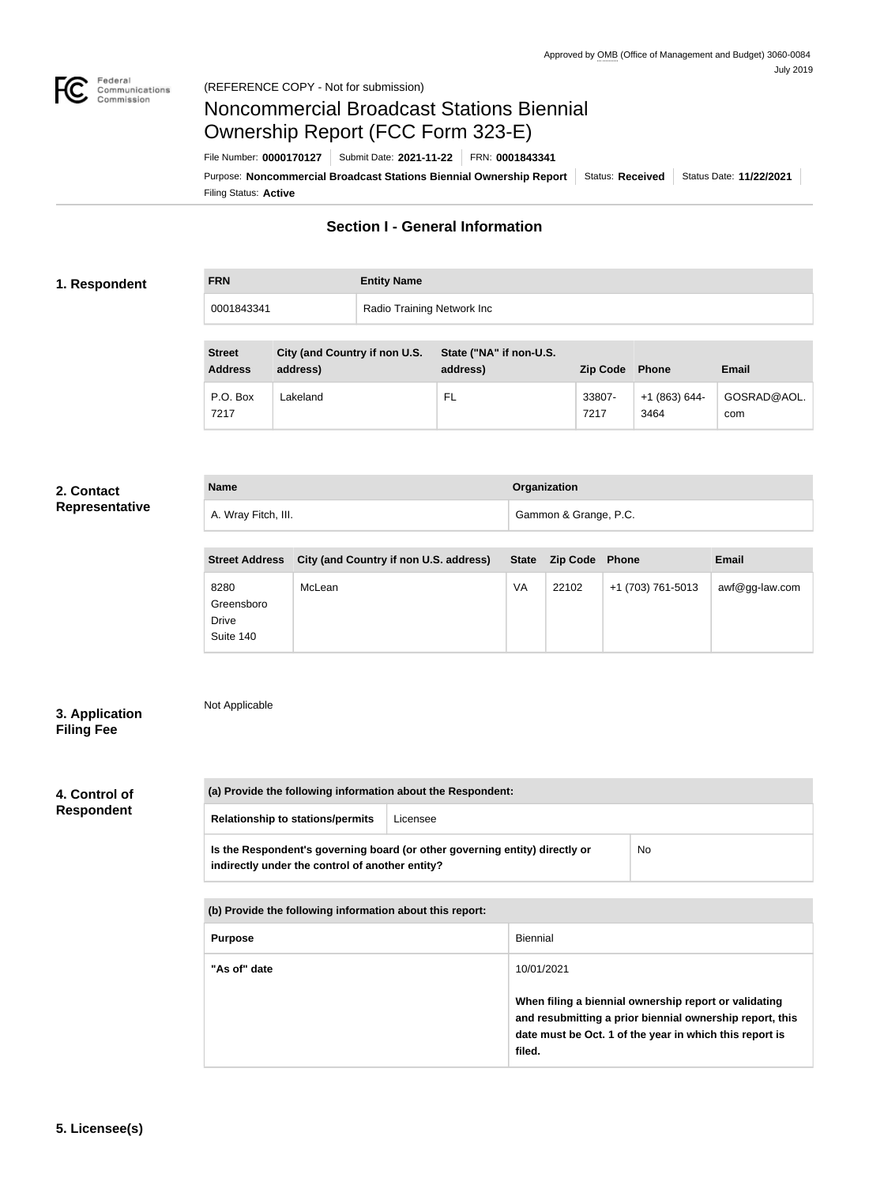Approved by OMB (Office of Management and Budget) 3060-0084
July 2019

Federal Communications Commission

(REFERENCE COPY - Not for submission)

# Noncommercial Broadcast Stations Biennial Ownership Report (FCC Form 323-E)

File Number: **0000170127** | Submit Date: **2021-11-22** | FRN: **0001843341**

Purpose: **Noncommercial Broadcast Stations Biennial Ownership Report** | Status: **Received** | Status Date: **11/22/2021**

Filing Status: **Active**

## Section I - General Information

### 1. Respondent

| FRN | Entity Name |
| --- | --- |
| 0001843341 | Radio Training Network Inc |

| Street Address | City (and Country if non U.S. address) | State ("NA" if non-U.S. address) | Zip Code | Phone | Email |
| --- | --- | --- | --- | --- | --- |
| P.O. Box 7217 | Lakeland | FL | 33807-7217 | +1 (863) 644-3464 | GOSRAD@AOL.com |

### 2. Contact Representative

| Name | Organization |
| --- | --- |
| A. Wray Fitch, III. | Gammon & Grange, P.C. |

| Street Address | City (and Country if non U.S. address) | State | Zip Code | Phone | Email |
| --- | --- | --- | --- | --- | --- |
| 8280 Greensboro Drive Suite 140 | McLean | VA | 22102 | +1 (703) 761-5013 | awf@gg-law.com |

### 3. Application Filing Fee

Not Applicable

### 4. Control of Respondent

| (a) Provide the following information about the Respondent: | |
| --- | --- |
| Relationship to stations/permits | Licensee |
| Is the Respondent's governing board (or other governing entity) directly or indirectly under the control of another entity? | No |

| (b) Provide the following information about this report: | |
| --- | --- |
| Purpose | Biennial |
| "As of" date | 10/01/2021<br><br>**When filing a biennial ownership report or validating and resubmitting a prior biennial ownership report, this date must be Oct. 1 of the year in which this report is filed.** |

### 5. Licensee(s)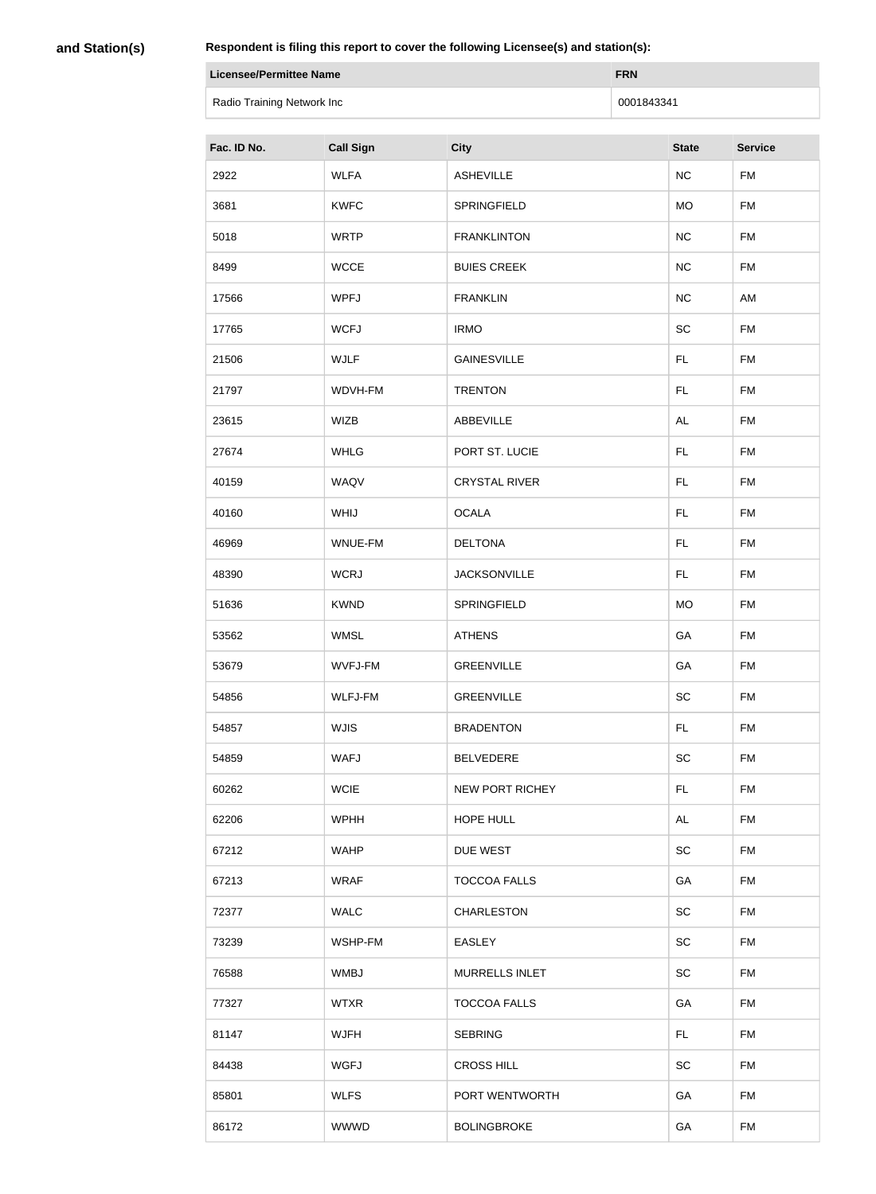**and Station(s)**

**Respondent is filing this report to cover the following Licensee(s) and station(s):**

| Licensee/Permittee Name | FRN |
|---|---|
| Radio Training Network Inc | 0001843341 |

| Fac. ID No. | Call Sign | City | State | Service |
|---|---|---|---|---|
| 2922 | WLFA | ASHEVILLE | NC | FM |
| 3681 | KWFC | SPRINGFIELD | MO | FM |
| 5018 | WRTP | FRANKLINTON | NC | FM |
| 8499 | WCCE | BUIES CREEK | NC | FM |
| 17566 | WPFJ | FRANKLIN | NC | AM |
| 17765 | WCFJ | IRMO | SC | FM |
| 21506 | WJLF | GAINESVILLE | FL | FM |
| 21797 | WDVH-FM | TRENTON | FL | FM |
| 23615 | WIZB | ABBEVILLE | AL | FM |
| 27674 | WHLG | PORT ST. LUCIE | FL | FM |
| 40159 | WAQV | CRYSTAL RIVER | FL | FM |
| 40160 | WHIJ | OCALA | FL | FM |
| 46969 | WNUE-FM | DELTONA | FL | FM |
| 48390 | WCRJ | JACKSONVILLE | FL | FM |
| 51636 | KWND | SPRINGFIELD | MO | FM |
| 53562 | WMSL | ATHENS | GA | FM |
| 53679 | WVFJ-FM | GREENVILLE | GA | FM |
| 54856 | WLFJ-FM | GREENVILLE | SC | FM |
| 54857 | WJIS | BRADENTON | FL | FM |
| 54859 | WAFJ | BELVEDERE | SC | FM |
| 60262 | WCIE | NEW PORT RICHEY | FL | FM |
| 62206 | WPHH | HOPE HULL | AL | FM |
| 67212 | WAHP | DUE WEST | SC | FM |
| 67213 | WRAF | TOCCOA FALLS | GA | FM |
| 72377 | WALC | CHARLESTON | SC | FM |
| 73239 | WSHP-FM | EASLEY | SC | FM |
| 76588 | WMBJ | MURRELLS INLET | SC | FM |
| 77327 | WTXR | TOCCOA FALLS | GA | FM |
| 81147 | WJFH | SEBRING | FL | FM |
| 84438 | WGFJ | CROSS HILL | SC | FM |
| 85801 | WLFS | PORT WENTWORTH | GA | FM |
| 86172 | WWWD | BOLINGBROKE | GA | FM |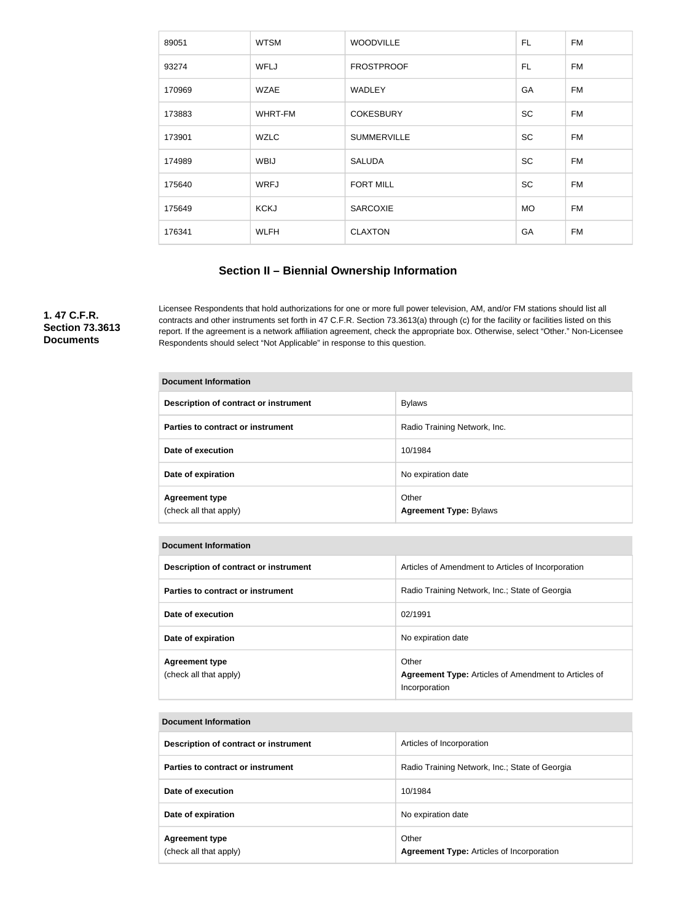| 89051 | WTSM | WOODVILLE | FL | FM |
|---|---|---|---|---|
| 93274 | WFLJ | FROSTPROOF | FL | FM |
| 170969 | WZAE | WADLEY | GA | FM |
| 173883 | WHRT-FM | COKESBURY | SC | FM |
| 173901 | WZLC | SUMMERVILLE | SC | FM |
| 174989 | WBIJ | SALUDA | SC | FM |
| 175640 | WRFJ | FORT MILL | SC | FM |
| 175649 | KCKJ | SARCOXIE | MO | FM |
| 176341 | WLFH | CLAXTON | GA | FM |

## Section II – Biennial Ownership Information

**1. 47 C.F.R. Section 73.3613 Documents**

Licensee Respondents that hold authorizations for one or more full power television, AM, and/or FM stations should list all contracts and other instruments set forth in 47 C.F.R. Section 73.3613(a) through (c) for the facility or facilities listed on this report. If the agreement is a network affiliation agreement, check the appropriate box. Otherwise, select "Other." Non-Licensee Respondents should select "Not Applicable" in response to this question.

| Document Information | |
|---|---|
| **Description of contract or instrument** | Bylaws |
| **Parties to contract or instrument** | Radio Training Network, Inc. |
| **Date of execution** | 10/1984 |
| **Date of expiration** | No expiration date |
| **Agreement type** (check all that apply) | Other **Agreement Type:** Bylaws |

| Document Information | |
|---|---|
| **Description of contract or instrument** | Articles of Amendment to Articles of Incorporation |
| **Parties to contract or instrument** | Radio Training Network, Inc.; State of Georgia |
| **Date of execution** | 02/1991 |
| **Date of expiration** | No expiration date |
| **Agreement type** (check all that apply) | Other **Agreement Type:** Articles of Amendment to Articles of Incorporation |

| Document Information | |
|---|---|
| **Description of contract or instrument** | Articles of Incorporation |
| **Parties to contract or instrument** | Radio Training Network, Inc.; State of Georgia |
| **Date of execution** | 10/1984 |
| **Date of expiration** | No expiration date |
| **Agreement type** (check all that apply) | Other **Agreement Type:** Articles of Incorporation |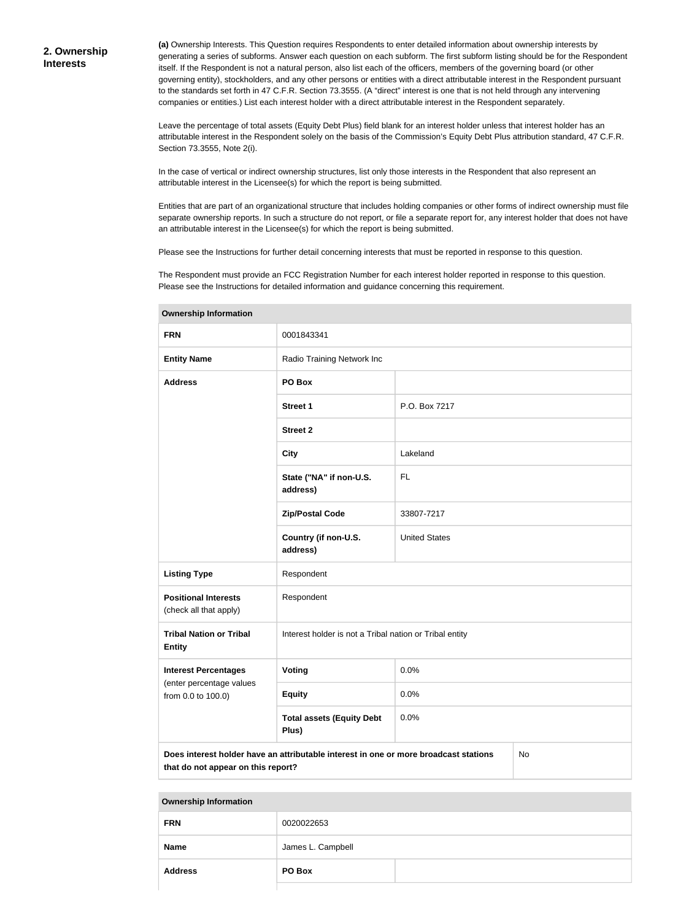## 2. Ownership Interests

**(a)** Ownership Interests. This Question requires Respondents to enter detailed information about ownership interests by generating a series of subforms. Answer each question on each subform. The first subform listing should be for the Respondent itself. If the Respondent is not a natural person, also list each of the officers, members of the governing board (or other governing entity), stockholders, and any other persons or entities with a direct attributable interest in the Respondent pursuant to the standards set forth in 47 C.F.R. Section 73.3555. (A "direct" interest is one that is not held through any intervening companies or entities.) List each interest holder with a direct attributable interest in the Respondent separately.

Leave the percentage of total assets (Equity Debt Plus) field blank for an interest holder unless that interest holder has an attributable interest in the Respondent solely on the basis of the Commission's Equity Debt Plus attribution standard, 47 C.F.R. Section 73.3555, Note 2(i).

In the case of vertical or indirect ownership structures, list only those interests in the Respondent that also represent an attributable interest in the Licensee(s) for which the report is being submitted.

Entities that are part of an organizational structure that includes holding companies or other forms of indirect ownership must file separate ownership reports. In such a structure do not report, or file a separate report for, any interest holder that does not have an attributable interest in the Licensee(s) for which the report is being submitted.

Please see the Instructions for further detail concerning interests that must be reported in response to this question.

The Respondent must provide an FCC Registration Number for each interest holder reported in response to this question. Please see the Instructions for detailed information and guidance concerning this requirement.

| **Ownership Information** | | |
|---|---|---|
| **FRN** | 0001843341 | |
| **Entity Name** | Radio Training Network Inc | |
| **Address** | **PO Box** | |
| | **Street 1** | P.O. Box 7217 |
| | **Street 2** | |
| | **City** | Lakeland |
| | **State ("NA" if non-U.S. address)** | FL |
| | **Zip/Postal Code** | 33807-7217 |
| | **Country (if non-U.S. address)** | United States |
| **Listing Type** | Respondent | |
| **Positional Interests** (check all that apply) | Respondent | |
| **Tribal Nation or Tribal Entity** | Interest holder is not a Tribal nation or Tribal entity | |
| **Interest Percentages** (enter percentage values from 0.0 to 100.0) | **Voting** | 0.0% |
| | **Equity** | 0.0% |
| | **Total assets (Equity Debt Plus)** | 0.0% |
| **Does interest holder have an attributable interest in one or more broadcast stations that do not appear on this report?** | | No |

| **Ownership Information** | | |
|---|---|---|
| **FRN** | 0020022653 | |
| **Name** | James L. Campbell | |
| **Address** | **PO Box** | |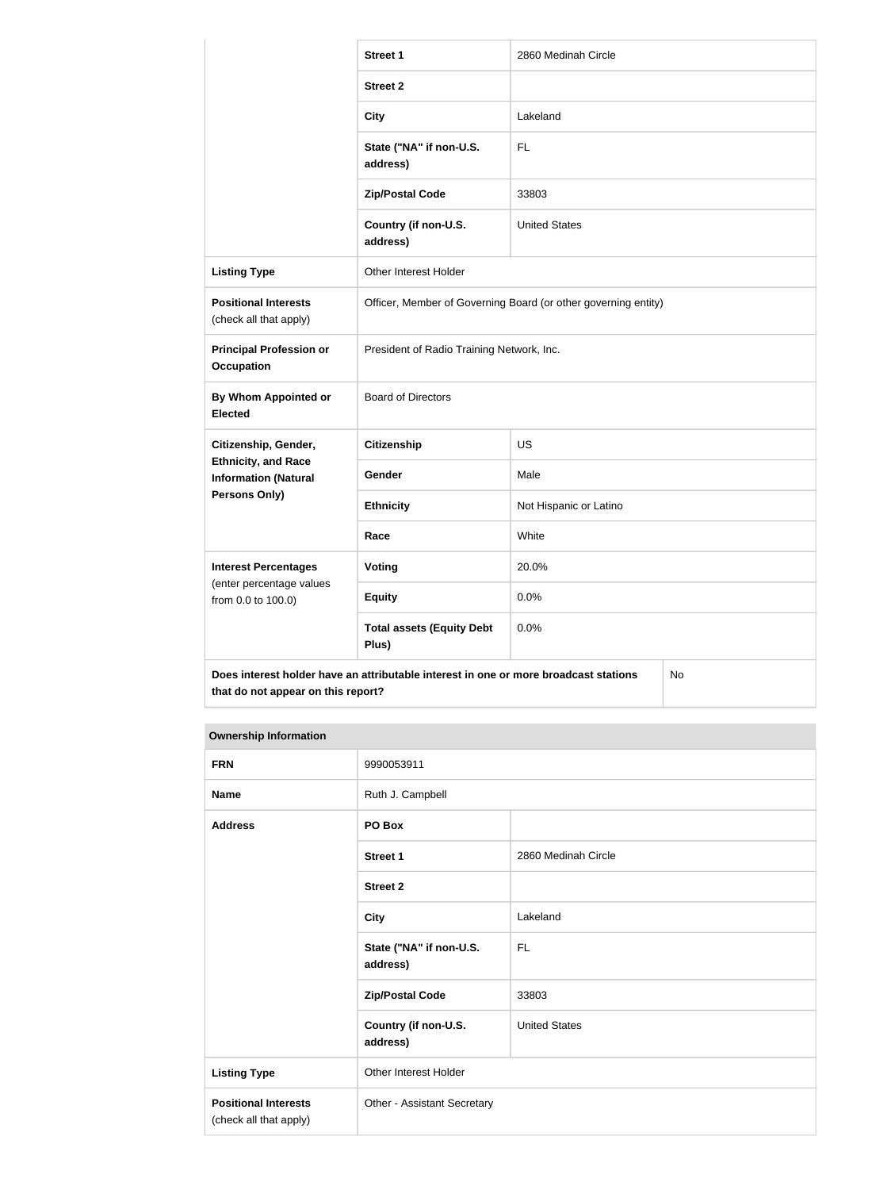| | | |
|---|---|---|
| | **Street 1** | 2860 Medinah Circle |
| | **Street 2** | |
| | **City** | Lakeland |
| | **State ("NA" if non-U.S. address)** | FL |
| | **Zip/Postal Code** | 33803 |
| | **Country (if non-U.S. address)** | United States |
| **Listing Type** | Other Interest Holder | |
| **Positional Interests** (check all that apply) | Officer, Member of Governing Board (or other governing entity) | |
| **Principal Profession or Occupation** | President of Radio Training Network, Inc. | |
| **By Whom Appointed or Elected** | Board of Directors | |
| **Citizenship, Gender, Ethnicity, and Race Information (Natural Persons Only)** | **Citizenship** | US |
| | **Gender** | Male |
| | **Ethnicity** | Not Hispanic or Latino |
| | **Race** | White |
| **Interest Percentages** (enter percentage values from 0.0 to 100.0) | **Voting** | 20.0% |
| | **Equity** | 0.0% |
| | **Total assets (Equity Debt Plus)** | 0.0% |
| **Does interest holder have an attributable interest in one or more broadcast stations that do not appear on this report?** | | No |

| **Ownership Information** | | |
|---|---|---|
| **FRN** | 9990053911 | |
| **Name** | Ruth J. Campbell | |
| **Address** | **PO Box** | |
| | **Street 1** | 2860 Medinah Circle |
| | **Street 2** | |
| | **City** | Lakeland |
| | **State ("NA" if non-U.S. address)** | FL |
| | **Zip/Postal Code** | 33803 |
| | **Country (if non-U.S. address)** | United States |
| **Listing Type** | Other Interest Holder | |
| **Positional Interests** (check all that apply) | Other - Assistant Secretary | |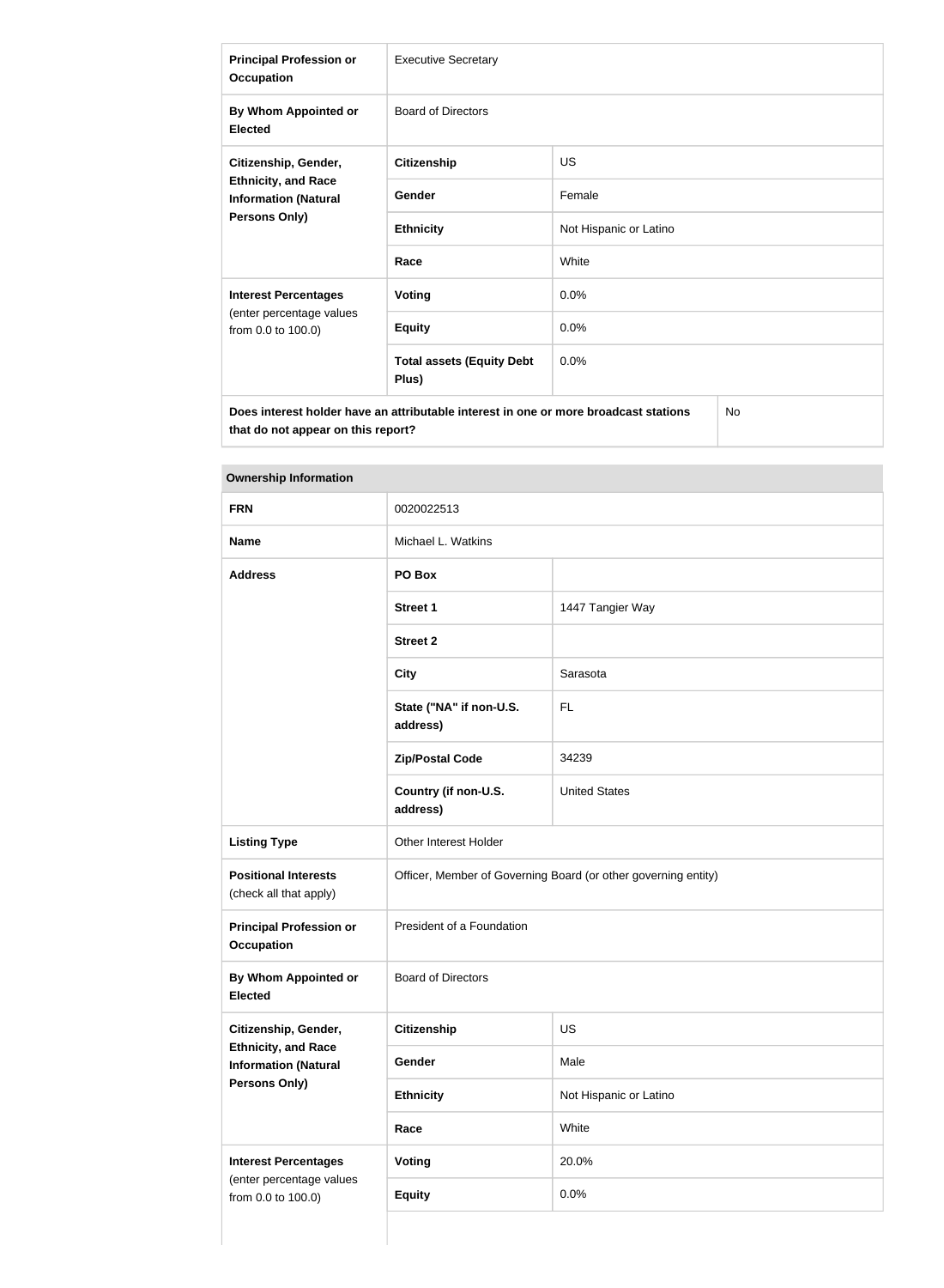| | | |
|---|---|---|
| **Principal Profession or Occupation** | Executive Secretary | |
| **By Whom Appointed or Elected** | Board of Directors | |
| **Citizenship, Gender, Ethnicity, and Race Information (Natural Persons Only)** | **Citizenship** | US |
| | **Gender** | Female |
| | **Ethnicity** | Not Hispanic or Latino |
| | **Race** | White |
| **Interest Percentages** (enter percentage values from 0.0 to 100.0) | **Voting** | 0.0% |
| | **Equity** | 0.0% |
| | **Total assets (Equity Debt Plus)** | 0.0% |
| **Does interest holder have an attributable interest in one or more broadcast stations that do not appear on this report?** | | No |

| **Ownership Information** | | |
|---|---|---|
| **FRN** | 0020022513 | |
| **Name** | Michael L. Watkins | |
| **Address** | **PO Box** | |
| | **Street 1** | 1447 Tangier Way |
| | **Street 2** | |
| | **City** | Sarasota |
| | **State ("NA" if non-U.S. address)** | FL |
| | **Zip/Postal Code** | 34239 |
| | **Country (if non-U.S. address)** | United States |
| **Listing Type** | Other Interest Holder | |
| **Positional Interests** (check all that apply) | Officer, Member of Governing Board (or other governing entity) | |
| **Principal Profession or Occupation** | President of a Foundation | |
| **By Whom Appointed or Elected** | Board of Directors | |
| **Citizenship, Gender, Ethnicity, and Race Information (Natural Persons Only)** | **Citizenship** | US |
| | **Gender** | Male |
| | **Ethnicity** | Not Hispanic or Latino |
| | **Race** | White |
| **Interest Percentages** (enter percentage values from 0.0 to 100.0) | **Voting** | 20.0% |
| | **Equity** | 0.0% |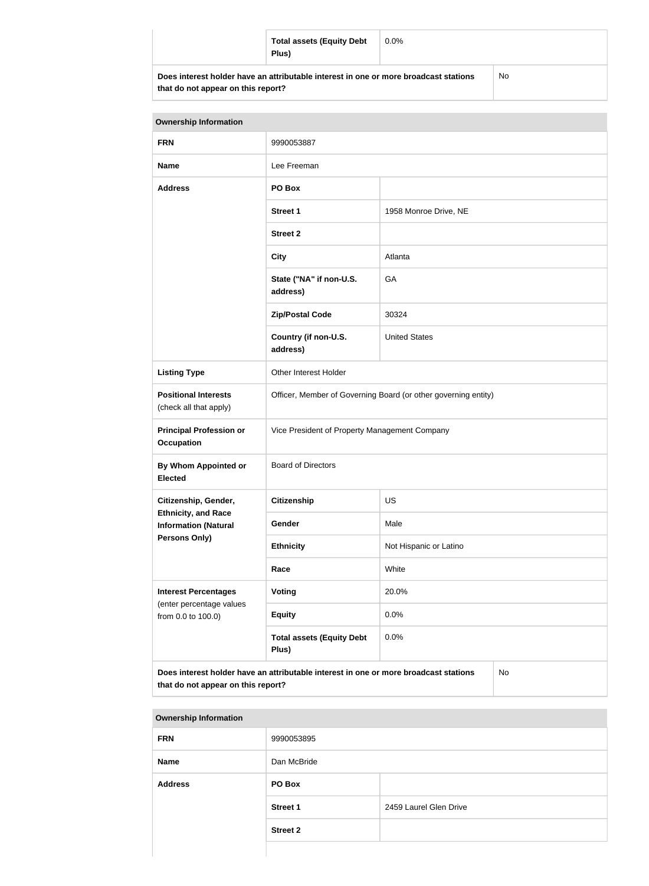| | Total assets (Equity Debt Plus) | 0.0% |
|---|---|---|
| **Does interest holder have an attributable interest in one or more broadcast stations that do not appear on this report?** | | No |

| Ownership Information | | |
|---|---|---|
| **FRN** | 9990053887 | |
| **Name** | Lee Freeman | |
| **Address** | **PO Box** | |
| | **Street 1** | 1958 Monroe Drive, NE |
| | **Street 2** | |
| | **City** | Atlanta |
| | **State ("NA" if non-U.S. address)** | GA |
| | **Zip/Postal Code** | 30324 |
| | **Country (if non-U.S. address)** | United States |
| **Listing Type** | Other Interest Holder | |
| **Positional Interests** (check all that apply) | Officer, Member of Governing Board (or other governing entity) | |
| **Principal Profession or Occupation** | Vice President of Property Management Company | |
| **By Whom Appointed or Elected** | Board of Directors | |
| **Citizenship, Gender, Ethnicity, and Race Information (Natural Persons Only)** | **Citizenship** | US |
| | **Gender** | Male |
| | **Ethnicity** | Not Hispanic or Latino |
| | **Race** | White |
| **Interest Percentages** (enter percentage values from 0.0 to 100.0) | **Voting** | 20.0% |
| | **Equity** | 0.0% |
| | **Total assets (Equity Debt Plus)** | 0.0% |
| **Does interest holder have an attributable interest in one or more broadcast stations that do not appear on this report?** | | No |

| Ownership Information | | |
|---|---|---|
| **FRN** | 9990053895 | |
| **Name** | Dan McBride | |
| **Address** | **PO Box** | |
| | **Street 1** | 2459 Laurel Glen Drive |
| | **Street 2** | |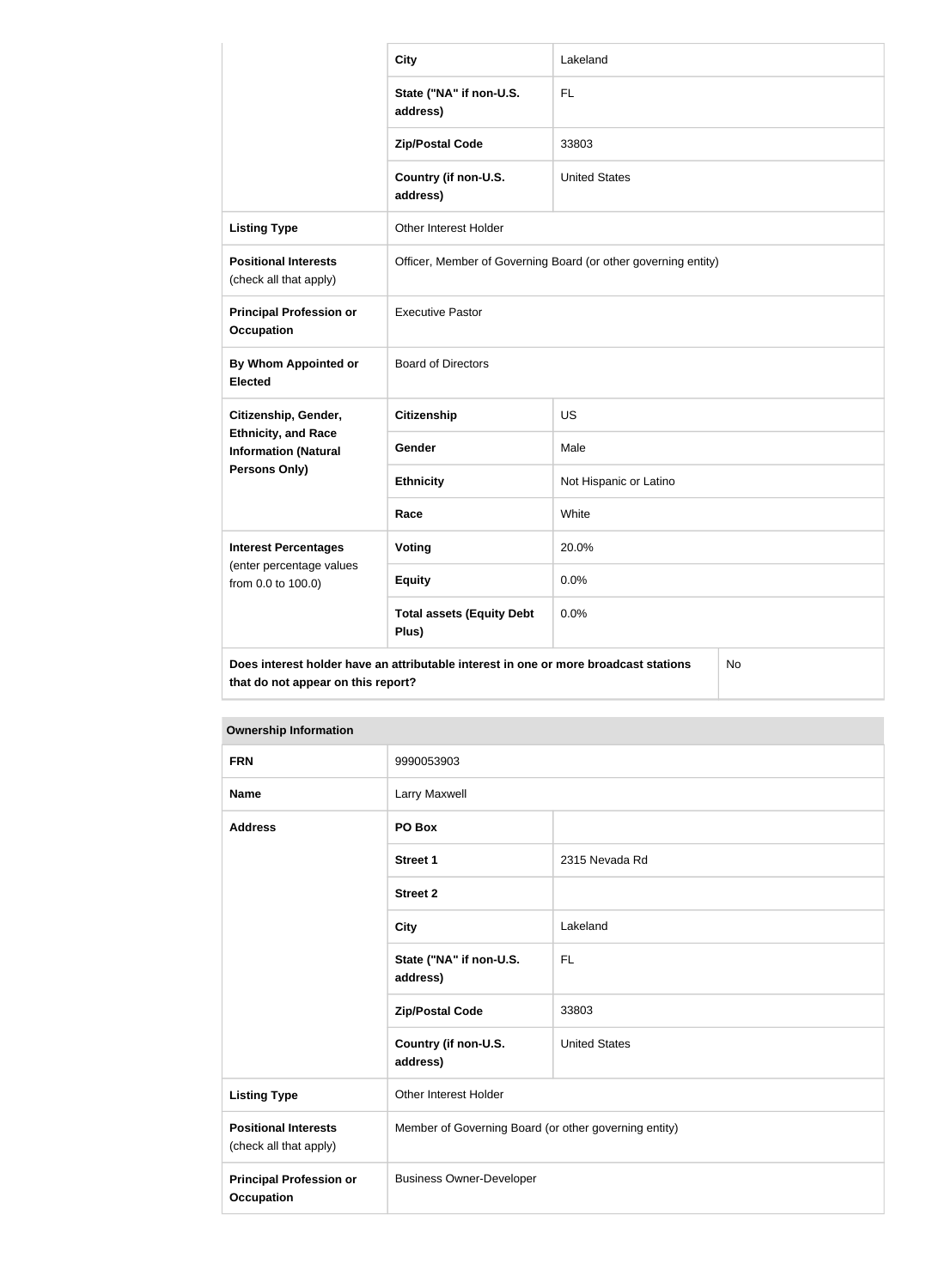| | | |
|---|---|---|
| | **City** | Lakeland |
| | **State ("NA" if non-U.S. address)** | FL |
| | **Zip/Postal Code** | 33803 |
| | **Country (if non-U.S. address)** | United States |
| **Listing Type** | Other Interest Holder | |
| **Positional Interests** (check all that apply) | Officer, Member of Governing Board (or other governing entity) | |
| **Principal Profession or Occupation** | Executive Pastor | |
| **By Whom Appointed or Elected** | Board of Directors | |
| **Citizenship, Gender, Ethnicity, and Race Information (Natural Persons Only)** | **Citizenship** | US |
| | **Gender** | Male |
| | **Ethnicity** | Not Hispanic or Latino |
| | **Race** | White |
| **Interest Percentages** (enter percentage values from 0.0 to 100.0) | **Voting** | 20.0% |
| | **Equity** | 0.0% |
| | **Total assets (Equity Debt Plus)** | 0.0% |
| **Does interest holder have an attributable interest in one or more broadcast stations that do not appear on this report?** | | No |

| **Ownership Information** | | |
|---|---|---|
| **FRN** | 9990053903 | |
| **Name** | Larry Maxwell | |
| **Address** | **PO Box** | |
| | **Street 1** | 2315 Nevada Rd |
| | **Street 2** | |
| | **City** | Lakeland |
| | **State ("NA" if non-U.S. address)** | FL |
| | **Zip/Postal Code** | 33803 |
| | **Country (if non-U.S. address)** | United States |
| **Listing Type** | Other Interest Holder | |
| **Positional Interests** (check all that apply) | Member of Governing Board (or other governing entity) | |
| **Principal Profession or Occupation** | Business Owner-Developer | |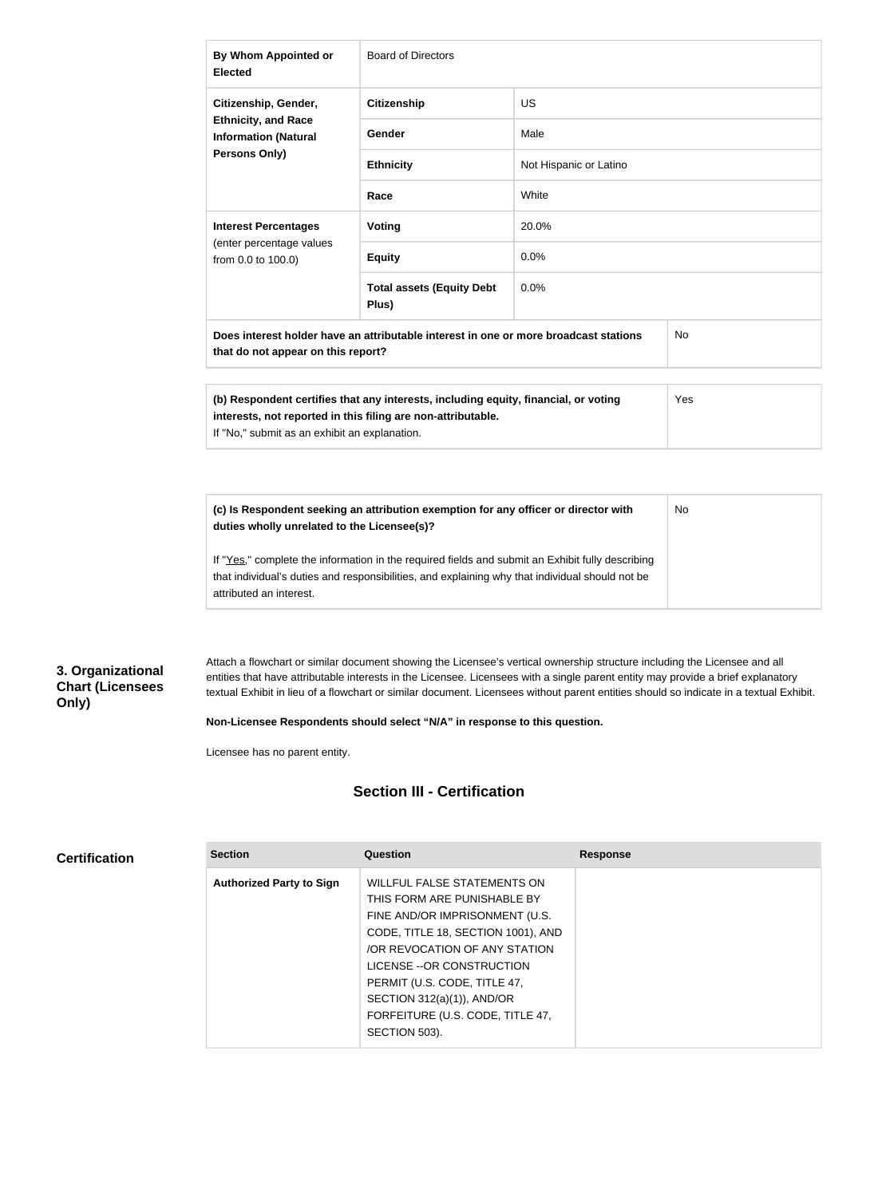| By Whom Appointed or Elected | Board of Directors | |
|---|---|---|
| Citizenship, Gender, Ethnicity, and Race Information (Natural Persons Only) | Citizenship | US |
| | Gender | Male |
| | Ethnicity | Not Hispanic or Latino |
| | Race | White |
| Interest Percentages (enter percentage values from 0.0 to 100.0) | Voting | 20.0% |
| | Equity | 0.0% |
| | Total assets (Equity Debt Plus) | 0.0% |
| Does interest holder have an attributable interest in one or more broadcast stations that do not appear on this report? | | No |

| (b) Respondent certifies that any interests, including equity, financial, or voting interests, not reported in this filing are non-attributable. If "No," submit as an exhibit an explanation. | Yes |
|---|---|

| (c) Is Respondent seeking an attribution exemption for any officer or director with duties wholly unrelated to the Licensee(s)? If "Yes," complete the information in the required fields and submit an Exhibit fully describing that individual's duties and responsibilities, and explaining why that individual should not be attributed an interest. | No |
|---|---|

**3. Organizational Chart (Licensees Only)**

Attach a flowchart or similar document showing the Licensee's vertical ownership structure including the Licensee and all entities that have attributable interests in the Licensee. Licensees with a single parent entity may provide a brief explanatory textual Exhibit in lieu of a flowchart or similar document. Licensees without parent entities should so indicate in a textual Exhibit.

**Non-Licensee Respondents should select "N/A" in response to this question.**

Licensee has no parent entity.

## Section III - Certification

**Certification**

| Section | Question | Response |
|---|---|---|
| Authorized Party to Sign | WILLFUL FALSE STATEMENTS ON THIS FORM ARE PUNISHABLE BY FINE AND/OR IMPRISONMENT (U.S. CODE, TITLE 18, SECTION 1001), AND /OR REVOCATION OF ANY STATION LICENSE --OR CONSTRUCTION PERMIT (U.S. CODE, TITLE 47, SECTION 312(a)(1)), AND/OR FORFEITURE (U.S. CODE, TITLE 47, SECTION 503). | |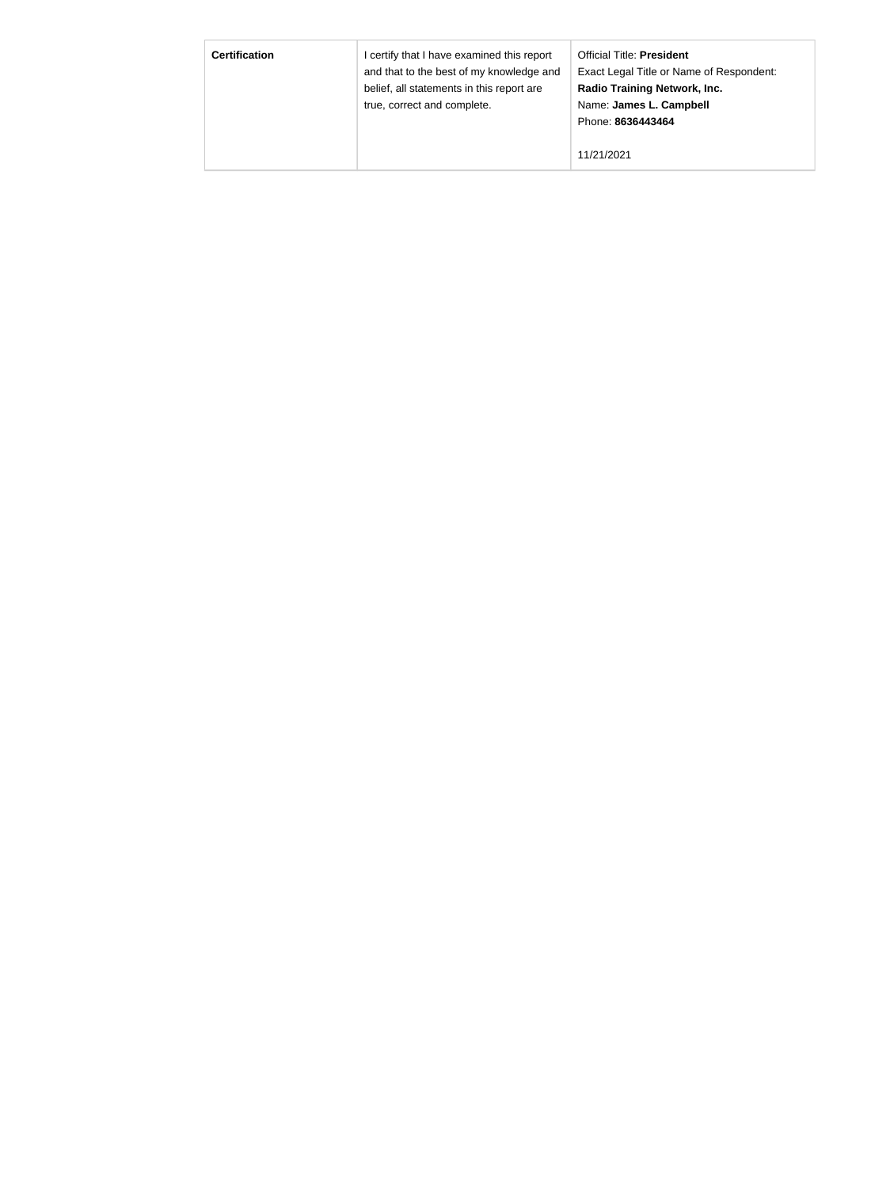| | | |
|---|---|---|
| **Certification** | I certify that I have examined this report and that to the best of my knowledge and belief, all statements in this report are true, correct and complete. | Official Title: **President**<br>Exact Legal Title or Name of Respondent: **Radio Training Network, Inc.**<br>Name: **James L. Campbell**<br>Phone: **8636443464**<br><br>11/21/2021 |